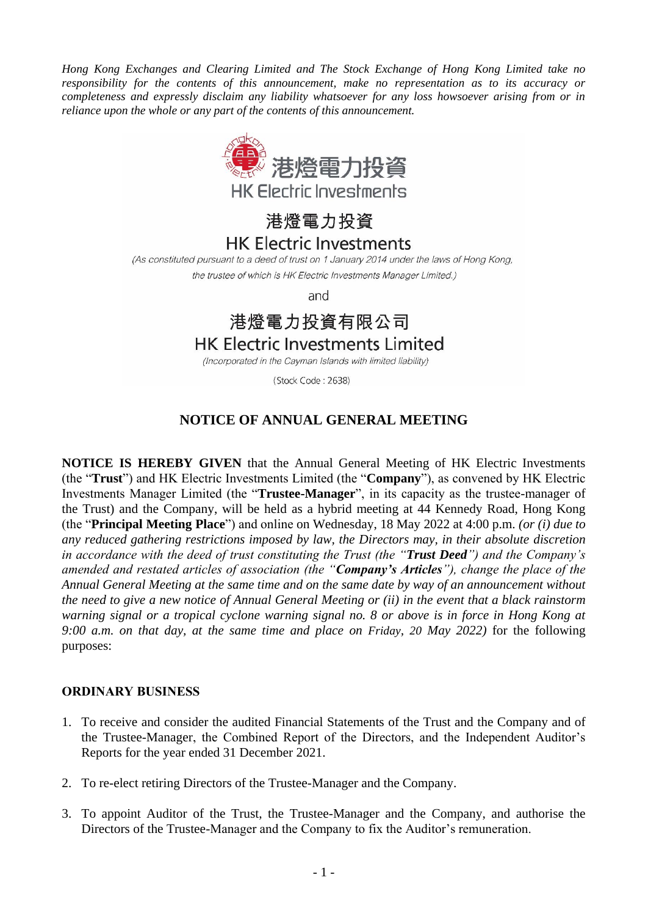*Hong Kong Exchanges and Clearing Limited and The Stock Exchange of Hong Kong Limited take no responsibility for the contents of this announcement, make no representation as to its accuracy or completeness and expressly disclaim any liability whatsoever for any loss howsoever arising from or in reliance upon the whole or any part of the contents of this announcement.*

港燈電力投資
HK Electric Investments

# 港燈電力投資
# HK Electric Investments

*(As constituted pursuant to a deed of trust on 1 January 2014 under the laws of Hong Kong, the trustee of which is HK Electric Investments Manager Limited.)*

and

# 港燈電力投資有限公司
# HK Electric Investments Limited

*(Incorporated in the Cayman Islands with limited liability)*

(Stock Code : 2638)

## NOTICE OF ANNUAL GENERAL MEETING

**NOTICE IS HEREBY GIVEN** that the Annual General Meeting of HK Electric Investments (the "**Trust**") and HK Electric Investments Limited (the "**Company**"), as convened by HK Electric Investments Manager Limited (the "**Trustee-Manager**", in its capacity as the trustee-manager of the Trust) and the Company, will be held as a hybrid meeting at 44 Kennedy Road, Hong Kong (the "**Principal Meeting Place**") and online on Wednesday, 18 May 2022 at 4:00 p.m. *(or (i) due to any reduced gathering restrictions imposed by law, the Directors may, in their absolute discretion in accordance with the deed of trust constituting the Trust (the "**Trust Deed**") and the Company's amended and restated articles of association (the "**Company's Articles**"), change the place of the Annual General Meeting at the same time and on the same date by way of an announcement without the need to give a new notice of Annual General Meeting or (ii) in the event that a black rainstorm warning signal or a tropical cyclone warning signal no. 8 or above is in force in Hong Kong at 9:00 a.m. on that day, at the same time and place on Friday, 20 May 2022)* for the following purposes:

### ORDINARY BUSINESS

1. To receive and consider the audited Financial Statements of the Trust and the Company and of the Trustee-Manager, the Combined Report of the Directors, and the Independent Auditor's Reports for the year ended 31 December 2021.

2. To re-elect retiring Directors of the Trustee-Manager and the Company.

3. To appoint Auditor of the Trust, the Trustee-Manager and the Company, and authorise the Directors of the Trustee-Manager and the Company to fix the Auditor's remuneration.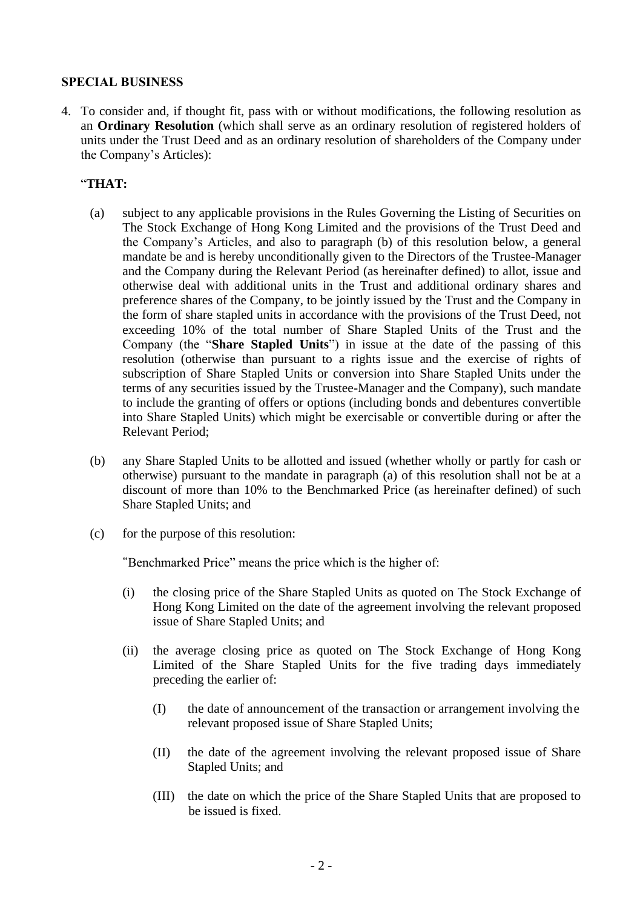**SPECIAL BUSINESS**

4. To consider and, if thought fit, pass with or without modifications, the following resolution as an **Ordinary Resolution** (which shall serve as an ordinary resolution of registered holders of units under the Trust Deed and as an ordinary resolution of shareholders of the Company under the Company's Articles):

   "**THAT:**

   (a) subject to any applicable provisions in the Rules Governing the Listing of Securities on The Stock Exchange of Hong Kong Limited and the provisions of the Trust Deed and the Company's Articles, and also to paragraph (b) of this resolution below, a general mandate be and is hereby unconditionally given to the Directors of the Trustee-Manager and the Company during the Relevant Period (as hereinafter defined) to allot, issue and otherwise deal with additional units in the Trust and additional ordinary shares and preference shares of the Company, to be jointly issued by the Trust and the Company in the form of share stapled units in accordance with the provisions of the Trust Deed, not exceeding 10% of the total number of Share Stapled Units of the Trust and the Company (the "**Share Stapled Units**") in issue at the date of the passing of this resolution (otherwise than pursuant to a rights issue and the exercise of rights of subscription of Share Stapled Units or conversion into Share Stapled Units under the terms of any securities issued by the Trustee-Manager and the Company), such mandate to include the granting of offers or options (including bonds and debentures convertible into Share Stapled Units) which might be exercisable or convertible during or after the Relevant Period;

   (b) any Share Stapled Units to be allotted and issued (whether wholly or partly for cash or otherwise) pursuant to the mandate in paragraph (a) of this resolution shall not be at a discount of more than 10% to the Benchmarked Price (as hereinafter defined) of such Share Stapled Units; and

   (c) for the purpose of this resolution:

   "Benchmarked Price" means the price which is the higher of:

   (i) the closing price of the Share Stapled Units as quoted on The Stock Exchange of Hong Kong Limited on the date of the agreement involving the relevant proposed issue of Share Stapled Units; and

   (ii) the average closing price as quoted on The Stock Exchange of Hong Kong Limited of the Share Stapled Units for the five trading days immediately preceding the earlier of:

   (I) the date of announcement of the transaction or arrangement involving the relevant proposed issue of Share Stapled Units;

   (II) the date of the agreement involving the relevant proposed issue of Share Stapled Units; and

   (III) the date on which the price of the Share Stapled Units that are proposed to be issued is fixed.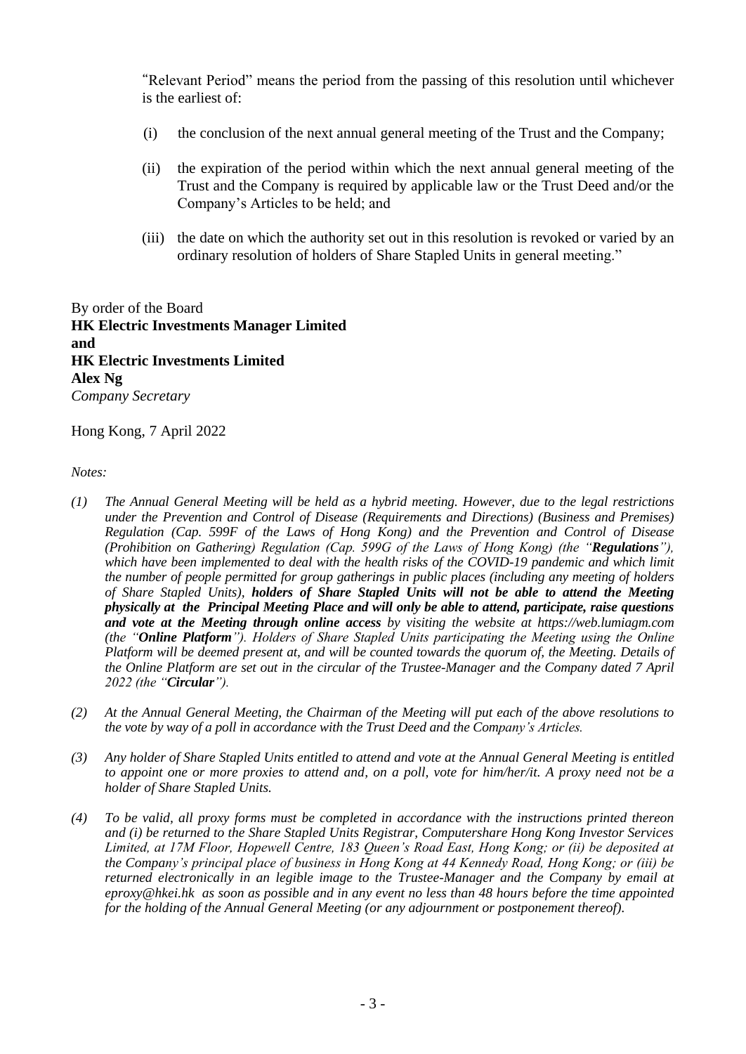"Relevant Period" means the period from the passing of this resolution until whichever is the earliest of:

(i) the conclusion of the next annual general meeting of the Trust and the Company;

(ii) the expiration of the period within which the next annual general meeting of the Trust and the Company is required by applicable law or the Trust Deed and/or the Company's Articles to be held; and

(iii) the date on which the authority set out in this resolution is revoked or varied by an ordinary resolution of holders of Share Stapled Units in general meeting."

By order of the Board
**HK Electric Investments Manager Limited**
**and**
**HK Electric Investments Limited**
**Alex Ng**
*Company Secretary*

Hong Kong, 7 April 2022

*Notes:*

*(1) The Annual General Meeting will be held as a hybrid meeting. However, due to the legal restrictions under the Prevention and Control of Disease (Requirements and Directions) (Business and Premises) Regulation (Cap. 599F of the Laws of Hong Kong) and the Prevention and Control of Disease (Prohibition on Gathering) Regulation (Cap. 599G of the Laws of Hong Kong) (the "**Regulations**"), which have been implemented to deal with the health risks of the COVID-19 pandemic and which limit the number of people permitted for group gatherings in public places (including any meeting of holders of Share Stapled Units), **holders of Share Stapled Units will not be able to attend the Meeting physically at the Principal Meeting Place and will only be able to attend, participate, raise questions and vote at the Meeting through online access** by visiting the website at https://web.lumiagm.com (the "**Online Platform**"). Holders of Share Stapled Units participating the Meeting using the Online Platform will be deemed present at, and will be counted towards the quorum of, the Meeting. Details of the Online Platform are set out in the circular of the Trustee-Manager and the Company dated 7 April 2022 (the "**Circular**").*

*(2) At the Annual General Meeting, the Chairman of the Meeting will put each of the above resolutions to the vote by way of a poll in accordance with the Trust Deed and the Company's Articles.*

*(3) Any holder of Share Stapled Units entitled to attend and vote at the Annual General Meeting is entitled to appoint one or more proxies to attend and, on a poll, vote for him/her/it. A proxy need not be a holder of Share Stapled Units.*

*(4) To be valid, all proxy forms must be completed in accordance with the instructions printed thereon and (i) be returned to the Share Stapled Units Registrar, Computershare Hong Kong Investor Services Limited, at 17M Floor, Hopewell Centre, 183 Queen's Road East, Hong Kong; or (ii) be deposited at the Company's principal place of business in Hong Kong at 44 Kennedy Road, Hong Kong; or (iii) be returned electronically in an legible image to the Trustee-Manager and the Company by email at eproxy@hkei.hk as soon as possible and in any event no less than 48 hours before the time appointed for the holding of the Annual General Meeting (or any adjournment or postponement thereof).*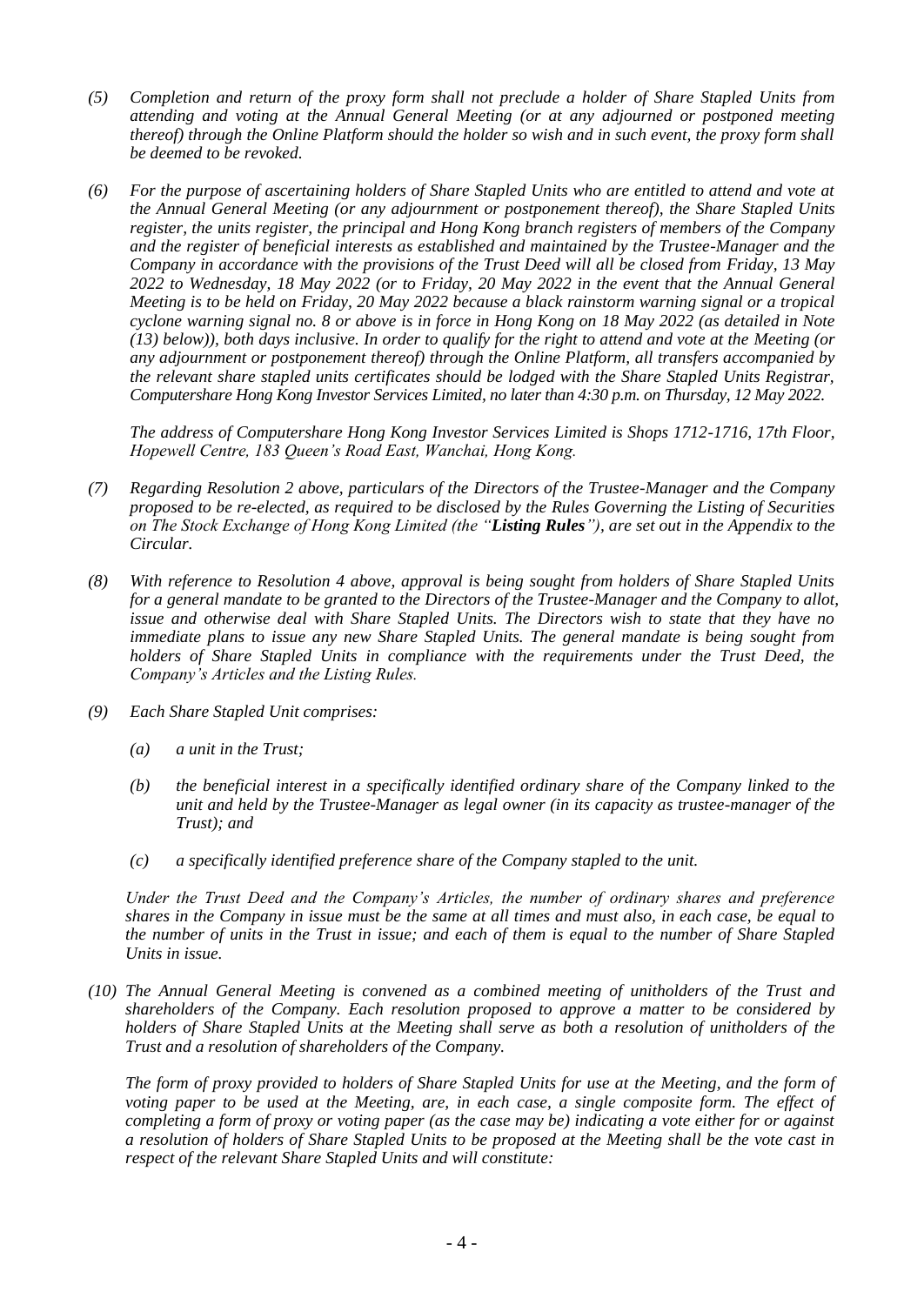*(5) Completion and return of the proxy form shall not preclude a holder of Share Stapled Units from attending and voting at the Annual General Meeting (or at any adjourned or postponed meeting thereof) through the Online Platform should the holder so wish and in such event, the proxy form shall be deemed to be revoked.*

*(6) For the purpose of ascertaining holders of Share Stapled Units who are entitled to attend and vote at the Annual General Meeting (or any adjournment or postponement thereof), the Share Stapled Units register, the units register, the principal and Hong Kong branch registers of members of the Company and the register of beneficial interests as established and maintained by the Trustee-Manager and the Company in accordance with the provisions of the Trust Deed will all be closed from Friday, 13 May 2022 to Wednesday, 18 May 2022 (or to Friday, 20 May 2022 in the event that the Annual General Meeting is to be held on Friday, 20 May 2022 because a black rainstorm warning signal or a tropical cyclone warning signal no. 8 or above is in force in Hong Kong on 18 May 2022 (as detailed in Note (13) below)), both days inclusive. In order to qualify for the right to attend and vote at the Meeting (or any adjournment or postponement thereof) through the Online Platform, all transfers accompanied by the relevant share stapled units certificates should be lodged with the Share Stapled Units Registrar, Computershare Hong Kong Investor Services Limited, no later than 4:30 p.m. on Thursday, 12 May 2022.*

*The address of Computershare Hong Kong Investor Services Limited is Shops 1712-1716, 17th Floor, Hopewell Centre, 183 Queen's Road East, Wanchai, Hong Kong.*

*(7) Regarding Resolution 2 above, particulars of the Directors of the Trustee-Manager and the Company proposed to be re-elected, as required to be disclosed by the Rules Governing the Listing of Securities on The Stock Exchange of Hong Kong Limited (the "**Listing Rules**"), are set out in the Appendix to the Circular.*

*(8) With reference to Resolution 4 above, approval is being sought from holders of Share Stapled Units for a general mandate to be granted to the Directors of the Trustee-Manager and the Company to allot, issue and otherwise deal with Share Stapled Units. The Directors wish to state that they have no immediate plans to issue any new Share Stapled Units. The general mandate is being sought from holders of Share Stapled Units in compliance with the requirements under the Trust Deed, the Company's Articles and the Listing Rules.*

*(9) Each Share Stapled Unit comprises:*

*(a) a unit in the Trust;*

*(b) the beneficial interest in a specifically identified ordinary share of the Company linked to the unit and held by the Trustee-Manager as legal owner (in its capacity as trustee-manager of the Trust); and*

*(c) a specifically identified preference share of the Company stapled to the unit.*

*Under the Trust Deed and the Company's Articles, the number of ordinary shares and preference shares in the Company in issue must be the same at all times and must also, in each case, be equal to the number of units in the Trust in issue; and each of them is equal to the number of Share Stapled Units in issue.*

*(10) The Annual General Meeting is convened as a combined meeting of unitholders of the Trust and shareholders of the Company. Each resolution proposed to approve a matter to be considered by holders of Share Stapled Units at the Meeting shall serve as both a resolution of unitholders of the Trust and a resolution of shareholders of the Company.*

*The form of proxy provided to holders of Share Stapled Units for use at the Meeting, and the form of voting paper to be used at the Meeting, are, in each case, a single composite form. The effect of completing a form of proxy or voting paper (as the case may be) indicating a vote either for or against a resolution of holders of Share Stapled Units to be proposed at the Meeting shall be the vote cast in respect of the relevant Share Stapled Units and will constitute:*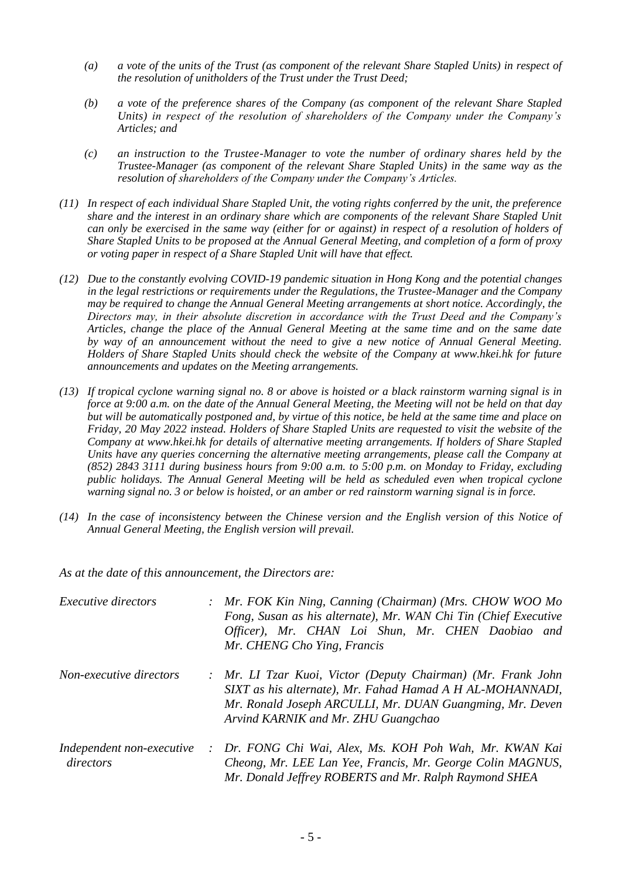*(a) a vote of the units of the Trust (as component of the relevant Share Stapled Units) in respect of the resolution of unitholders of the Trust under the Trust Deed;*

*(b) a vote of the preference shares of the Company (as component of the relevant Share Stapled Units) in respect of the resolution of shareholders of the Company under the Company's Articles; and*

*(c) an instruction to the Trustee-Manager to vote the number of ordinary shares held by the Trustee-Manager (as component of the relevant Share Stapled Units) in the same way as the resolution of shareholders of the Company under the Company's Articles.*

*(11) In respect of each individual Share Stapled Unit, the voting rights conferred by the unit, the preference share and the interest in an ordinary share which are components of the relevant Share Stapled Unit can only be exercised in the same way (either for or against) in respect of a resolution of holders of Share Stapled Units to be proposed at the Annual General Meeting, and completion of a form of proxy or voting paper in respect of a Share Stapled Unit will have that effect.*

*(12) Due to the constantly evolving COVID-19 pandemic situation in Hong Kong and the potential changes in the legal restrictions or requirements under the Regulations, the Trustee-Manager and the Company may be required to change the Annual General Meeting arrangements at short notice. Accordingly, the Directors may, in their absolute discretion in accordance with the Trust Deed and the Company's Articles, change the place of the Annual General Meeting at the same time and on the same date by way of an announcement without the need to give a new notice of Annual General Meeting. Holders of Share Stapled Units should check the website of the Company at www.hkei.hk for future announcements and updates on the Meeting arrangements.*

*(13) If tropical cyclone warning signal no. 8 or above is hoisted or a black rainstorm warning signal is in force at 9:00 a.m. on the date of the Annual General Meeting, the Meeting will not be held on that day but will be automatically postponed and, by virtue of this notice, be held at the same time and place on Friday, 20 May 2022 instead. Holders of Share Stapled Units are requested to visit the website of the Company at www.hkei.hk for details of alternative meeting arrangements. If holders of Share Stapled Units have any queries concerning the alternative meeting arrangements, please call the Company at (852) 2843 3111 during business hours from 9:00 a.m. to 5:00 p.m. on Monday to Friday, excluding public holidays. The Annual General Meeting will be held as scheduled even when tropical cyclone warning signal no. 3 or below is hoisted, or an amber or red rainstorm warning signal is in force.*

*(14) In the case of inconsistency between the Chinese version and the English version of this Notice of Annual General Meeting, the English version will prevail.*

*As at the date of this announcement, the Directors are:*

| | | |
|---|---|---|
| *Executive directors* | : | *Mr. FOK Kin Ning, Canning (Chairman) (Mrs. CHOW WOO Mo Fong, Susan as his alternate), Mr. WAN Chi Tin (Chief Executive Officer), Mr. CHAN Loi Shun, Mr. CHEN Daobiao and Mr. CHENG Cho Ying, Francis* |
| *Non-executive directors* | : | *Mr. LI Tzar Kuoi, Victor (Deputy Chairman) (Mr. Frank John SIXT as his alternate), Mr. Fahad Hamad A H AL-MOHANNADI, Mr. Ronald Joseph ARCULLI, Mr. DUAN Guangming, Mr. Deven Arvind KARNIK and Mr. ZHU Guangchao* |
| *Independent non-executive directors* | : | *Dr. FONG Chi Wai, Alex, Ms. KOH Poh Wah, Mr. KWAN Kai Cheong, Mr. LEE Lan Yee, Francis, Mr. George Colin MAGNUS, Mr. Donald Jeffrey ROBERTS and Mr. Ralph Raymond SHEA* |